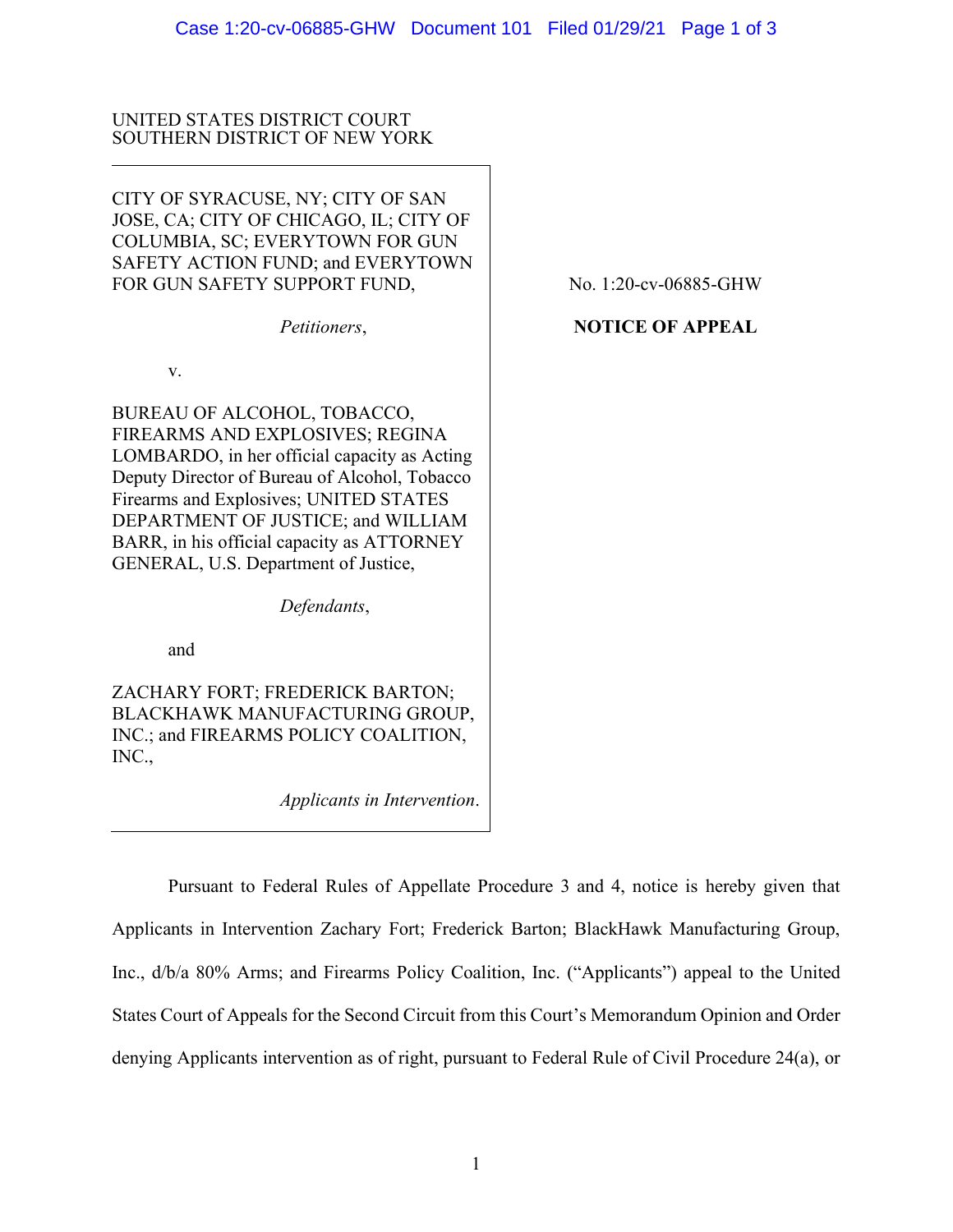UNITED STATES DISTRICT COURT
SOUTHERN DISTRICT OF NEW YORK

CITY OF SYRACUSE, NY; CITY OF SAN JOSE, CA; CITY OF CHICAGO, IL; CITY OF COLUMBIA, SC; EVERYTOWN FOR GUN SAFETY ACTION FUND; and EVERYTOWN FOR GUN SAFETY SUPPORT FUND,

*Petitioners*,

v.

BUREAU OF ALCOHOL, TOBACCO, FIREARMS AND EXPLOSIVES; REGINA LOMBARDO, in her official capacity as Acting Deputy Director of Bureau of Alcohol, Tobacco Firearms and Explosives; UNITED STATES DEPARTMENT OF JUSTICE; and WILLIAM BARR, in his official capacity as ATTORNEY GENERAL, U.S. Department of Justice,

*Defendants*,

and

ZACHARY FORT; FREDERICK BARTON; BLACKHAWK MANUFACTURING GROUP, INC.; and FIREARMS POLICY COALITION, INC.,

*Applicants in Intervention*.

No. 1:20-cv-06885-GHW

**NOTICE OF APPEAL**

Pursuant to Federal Rules of Appellate Procedure 3 and 4, notice is hereby given that Applicants in Intervention Zachary Fort; Frederick Barton; BlackHawk Manufacturing Group, Inc., d/b/a 80% Arms; and Firearms Policy Coalition, Inc. ("Applicants") appeal to the United States Court of Appeals for the Second Circuit from this Court's Memorandum Opinion and Order denying Applicants intervention as of right, pursuant to Federal Rule of Civil Procedure 24(a), or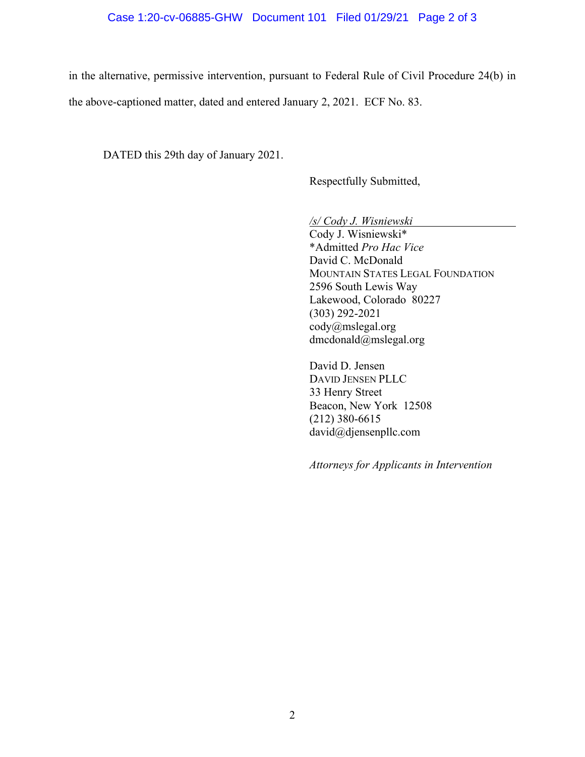in the alternative, permissive intervention, pursuant to Federal Rule of Civil Procedure 24(b) in the above-captioned matter, dated and entered January 2, 2021. ECF No. 83.

DATED this 29th day of January 2021.

Respectfully Submitted,

*/s/ Cody J. Wisniewski*
Cody J. Wisniewski*
*Admitted *Pro Hac Vice*
David C. McDonald
MOUNTAIN STATES LEGAL FOUNDATION
2596 South Lewis Way
Lakewood, Colorado 80227
(303) 292-2021
cody@mslegal.org
dmcdonald@mslegal.org

David D. Jensen
DAVID JENSEN PLLC
33 Henry Street
Beacon, New York 12508
(212) 380-6615
david@djensenpllc.com

*Attorneys for Applicants in Intervention*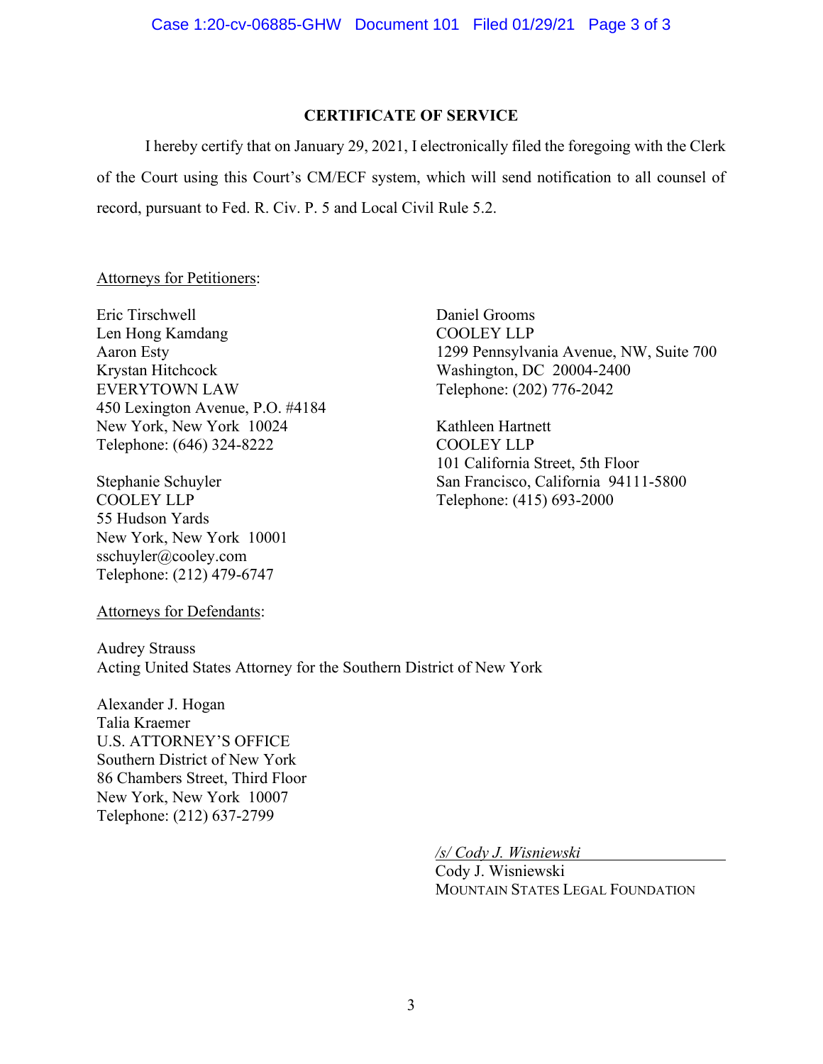## CERTIFICATE OF SERVICE

I hereby certify that on January 29, 2021, I electronically filed the foregoing with the Clerk of the Court using this Court's CM/ECF system, which will send notification to all counsel of record, pursuant to Fed. R. Civ. P. 5 and Local Civil Rule 5.2.

Attorneys for Petitioners:

Eric Tirschwell
Len Hong Kamdang
Aaron Esty
Krystan Hitchcock
EVERYTOWN LAW
450 Lexington Avenue, P.O. #4184
New York, New York 10024
Telephone: (646) 324-8222

Stephanie Schuyler
COOLEY LLP
55 Hudson Yards
New York, New York 10001
sschuyler@cooley.com
Telephone: (212) 479-6747

Daniel Grooms
COOLEY LLP
1299 Pennsylvania Avenue, NW, Suite 700
Washington, DC 20004-2400
Telephone: (202) 776-2042

Kathleen Hartnett
COOLEY LLP
101 California Street, 5th Floor
San Francisco, California 94111-5800
Telephone: (415) 693-2000

Attorneys for Defendants:

Audrey Strauss
Acting United States Attorney for the Southern District of New York

Alexander J. Hogan
Talia Kraemer
U.S. ATTORNEY'S OFFICE
Southern District of New York
86 Chambers Street, Third Floor
New York, New York 10007
Telephone: (212) 637-2799

*/s/ Cody J. Wisniewski*
Cody J. Wisniewski
MOUNTAIN STATES LEGAL FOUNDATION